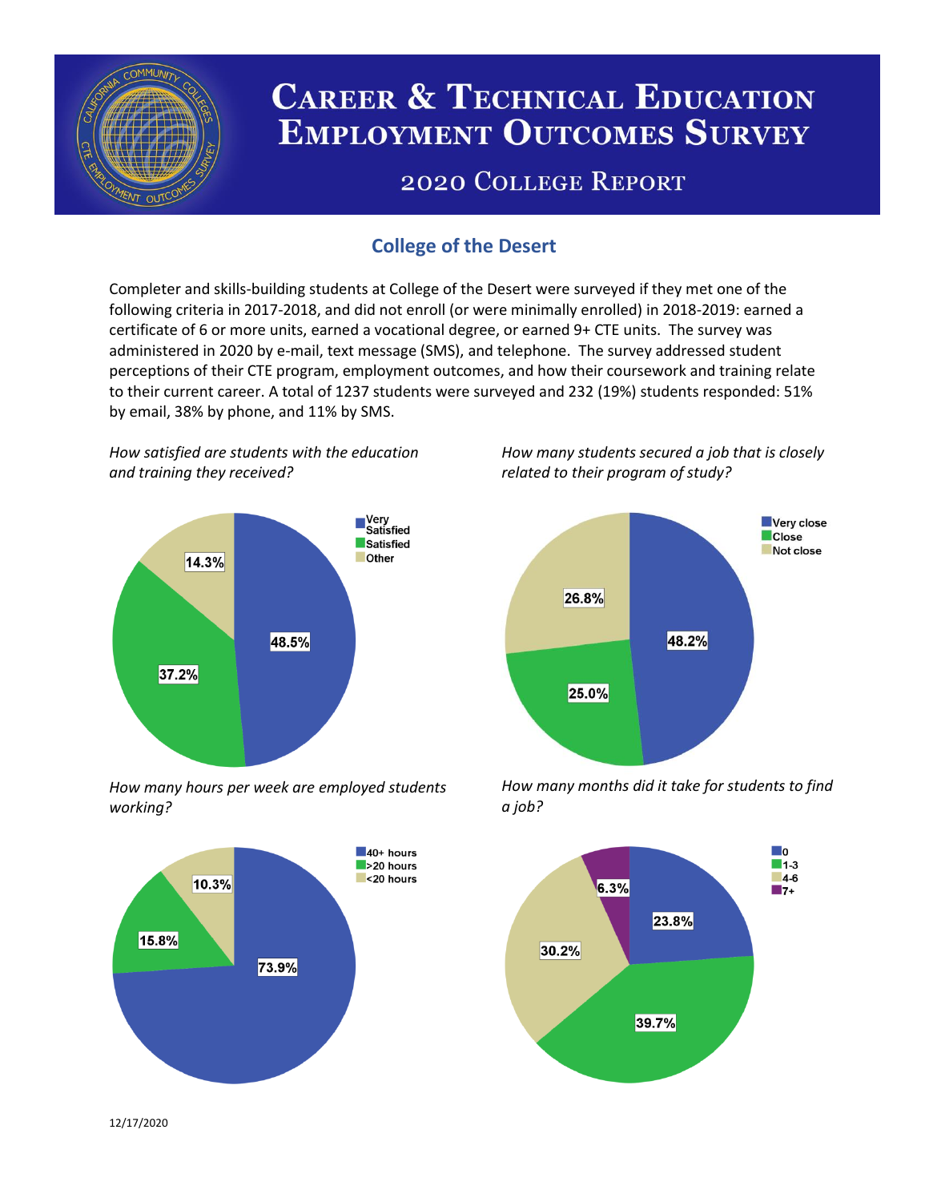# Career & Technical Education Employment Outcomes Survey

## 2020 College Report

### College of the Desert

Completer and skills-building students at College of the Desert were surveyed if they met one of the following criteria in 2017-2018, and did not enroll (or were minimally enrolled) in 2018-2019: earned a certificate of 6 or more units, earned a vocational degree, or earned 9+ CTE units. The survey was administered in 2020 by e-mail, text message (SMS), and telephone. The survey addressed student perceptions of their CTE program, employment outcomes, and how their coursework and training relate to their current career. A total of 1237 students were surveyed and 232 (19%) students responded: 51% by email, 38% by phone, and 11% by SMS.

*How satisfied are students with the education and training they received?*

| Response | Percent |
|---|---|
| Very Satisfied | 48.5% |
| Satisfied | 37.2% |
| Other | 14.3% |

*How many students secured a job that is closely related to their program of study?*

| Response | Percent |
|---|---|
| Very close | 48.2% |
| Close | 25.0% |
| Not close | 26.8% |

*How many hours per week are employed students working?*

| Response | Percent |
|---|---|
| 40+ hours | 73.9% |
| >20 hours | 15.8% |
| <20 hours | 10.3% |

*How many months did it take for students to find a job?*

| Response | Percent |
|---|---|
| 0 | 23.8% |
| 1-3 | 39.7% |
| 4-6 | 30.2% |
| 7+ | 6.3% |

12/17/2020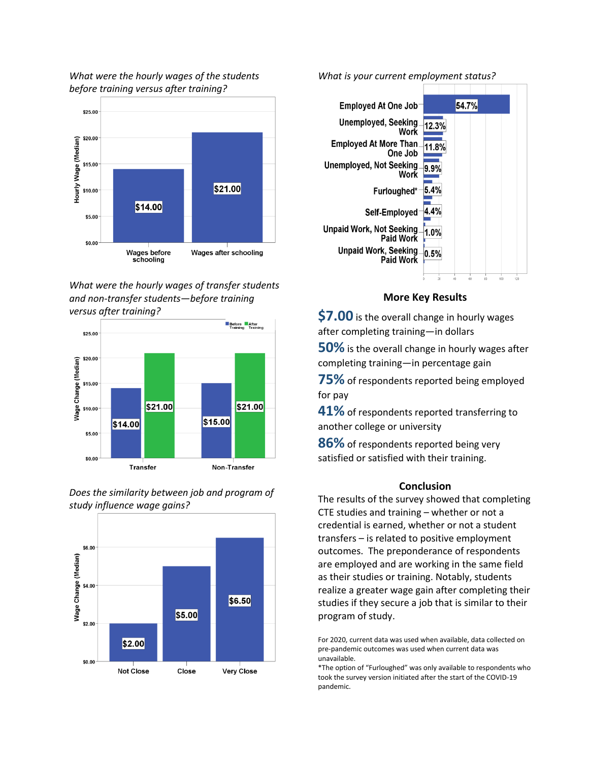*What were the hourly wages of the students before training versus after training?*

Hourly Wage (Median)

$25.00
$20.00
$15.00
$10.00
$5.00
$0.00

$14.00
$21.00

Wages before schooling
Wages after schooling

*What were the hourly wages of transfer students and non-transfer students—before training versus after training?*

Before Training
After Training

Wage Change (Median)

$25.00
$20.00
$15.00
$10.00
$5.00
$0.00

$14.00
$21.00
$15.00
$21.00

Transfer
Non-Transfer

*Does the similarity between job and program of study influence wage gains?*

Wage Change (Median)

$6.00
$4.00
$2.00
$0.00

$2.00
$5.00
$6.50

Not Close
Close
Very Close

*What is your current employment status?*

Employed At One Job 54.7%
Unemployed, Seeking Work 12.3%
Employed At More Than One Job 11.8%
Unemployed, Not Seeking Work 9.9%
Furloughed* 5.4%
Self-Employed 4.4%
Unpaid Work, Not Seeking Paid Work 1.0%
Unpaid Work, Seeking Paid Work 0.5%

0 20 40 60 80 100 120

### More Key Results

**$7.00** is the overall change in hourly wages after completing training—in dollars

**50%** is the overall change in hourly wages after completing training—in percentage gain

**75%** of respondents reported being employed for pay

**41%** of respondents reported transferring to another college or university

**86%** of respondents reported being very satisfied or satisfied with their training.

### Conclusion

The results of the survey showed that completing CTE studies and training – whether or not a credential is earned, whether or not a student transfers – is related to positive employment outcomes. The preponderance of respondents are employed and are working in the same field as their studies or training. Notably, students realize a greater wage gain after completing their studies if they secure a job that is similar to their program of study.

For 2020, current data was used when available, data collected on pre-pandemic outcomes was used when current data was unavailable.
*The option of "Furloughed" was only available to respondents who took the survey version initiated after the start of the COVID-19 pandemic.